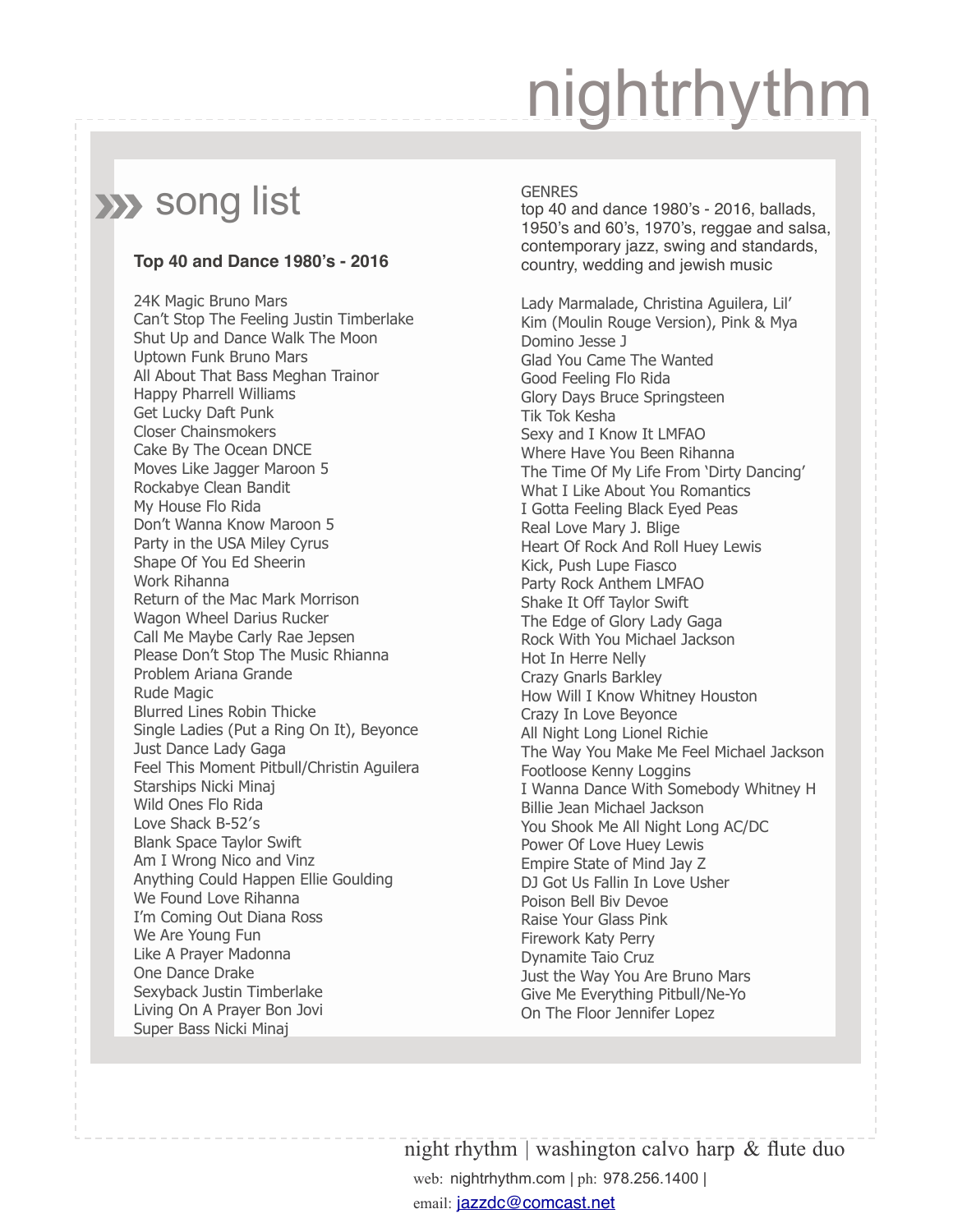# nightrhythm

## song list

**Top 40 and Dance 1980's - 2016**

24K Magic Bruno Mars
Can't Stop The Feeling Justin Timberlake
Shut Up and Dance Walk The Moon
Uptown Funk Bruno Mars
All About That Bass Meghan Trainor
Happy Pharrell Williams
Get Lucky Daft Punk
Closer Chainsmokers
Cake By The Ocean DNCE
Moves Like Jagger Maroon 5
Rockabye Clean Bandit
My House Flo Rida
Don't Wanna Know Maroon 5
Party in the USA Miley Cyrus
Shape Of You Ed Sheerin
Work Rihanna
Return of the Mac Mark Morrison
Wagon Wheel Darius Rucker
Call Me Maybe Carly Rae Jepsen
Please Don't Stop The Music Rhianna
Problem Ariana Grande
Rude Magic
Blurred Lines Robin Thicke
Single Ladies (Put a Ring On It), Beyonce
Just Dance Lady Gaga
Feel This Moment Pitbull/Christin Aguilera
Starships Nicki Minaj
Wild Ones Flo Rida
Love Shack B-52's
Blank Space Taylor Swift
Am I Wrong Nico and Vinz
Anything Could Happen Ellie Goulding
We Found Love Rihanna
I'm Coming Out Diana Ross
We Are Young Fun
Like A Prayer Madonna
One Dance Drake
Sexyback Justin Timberlake
Living On A Prayer Bon Jovi
Super Bass Nicki Minaj

GENRES
top 40 and dance 1980's - 2016, ballads, 1950's and 60's, 1970's, reggae and salsa, contemporary jazz, swing and standards, country, wedding and jewish music

Lady Marmalade, Christina Aguilera, Lil' Kim (Moulin Rouge Version), Pink & Mya
Domino Jesse J
Glad You Came The Wanted
Good Feeling Flo Rida
Glory Days Bruce Springsteen
Tik Tok Kesha
Sexy and I Know It LMFAO
Where Have You Been Rihanna
The Time Of My Life From 'Dirty Dancing'
What I Like About You Romantics
I Gotta Feeling Black Eyed Peas
Real Love Mary J. Blige
Heart Of Rock And Roll Huey Lewis
Kick, Push Lupe Fiasco
Party Rock Anthem LMFAO
Shake It Off Taylor Swift
The Edge of Glory Lady Gaga
Rock With You Michael Jackson
Hot In Herre Nelly
Crazy Gnarls Barkley
How Will I Know Whitney Houston
Crazy In Love Beyonce
All Night Long Lionel Richie
The Way You Make Me Feel Michael Jackson
Footloose Kenny Loggins
I Wanna Dance With Somebody Whitney H
Billie Jean Michael Jackson
You Shook Me All Night Long AC/DC
Power Of Love Huey Lewis
Empire State of Mind Jay Z
DJ Got Us Fallin In Love Usher
Poison Bell Biv Devoe
Raise Your Glass Pink
Firework Katy Perry
Dynamite Taio Cruz
Just the Way You Are Bruno Mars
Give Me Everything Pitbull/Ne-Yo
On The Floor Jennifer Lopez

night rhythm | washington calvo harp & flute duo

web: nightrhythm.com | ph: 978.256.1400 |
email: jazzdc@comcast.net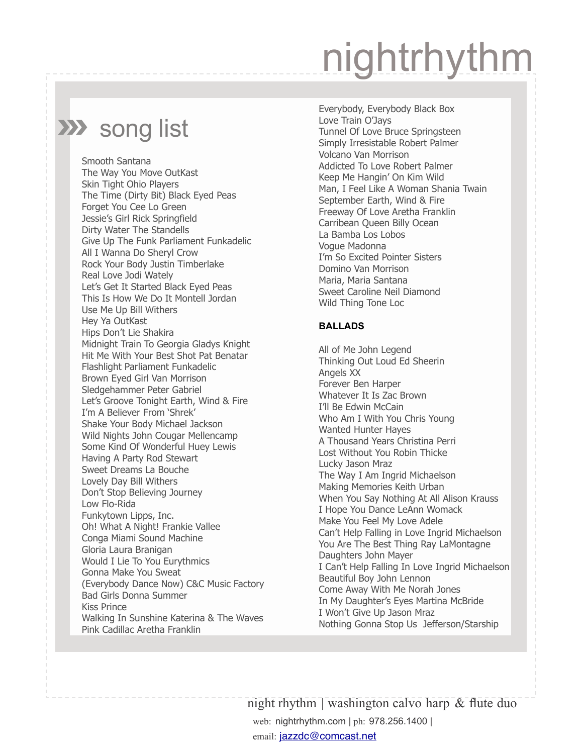# nightrhythm

## song list

Smooth Santana
The Way You Move OutKast
Skin Tight Ohio Players
The Time (Dirty Bit) Black Eyed Peas
Forget You Cee Lo Green
Jessie's Girl Rick Springfield
Dirty Water The Standells
Give Up The Funk Parliament Funkadelic
All I Wanna Do Sheryl Crow
Rock Your Body Justin Timberlake
Real Love Jodi Wately
Let's Get It Started Black Eyed Peas
This Is How We Do It Montell Jordan
Use Me Up Bill Withers
Hey Ya OutKast
Hips Don't Lie Shakira
Midnight Train To Georgia Gladys Knight
Hit Me With Your Best Shot Pat Benatar
Flashlight Parliament Funkadelic
Brown Eyed Girl Van Morrison
Sledgehammer Peter Gabriel
Let's Groove Tonight Earth, Wind & Fire
I'm A Believer From 'Shrek'
Shake Your Body Michael Jackson
Wild Nights John Cougar Mellencamp
Some Kind Of Wonderful Huey Lewis
Having A Party Rod Stewart
Sweet Dreams La Bouche
Lovely Day Bill Withers
Don't Stop Believing Journey
Low Flo-Rida
Funkytown Lipps, Inc.
Oh! What A Night! Frankie Vallee
Conga Miami Sound Machine
Gloria Laura Branigan
Would I Lie To You Eurythmics
Gonna Make You Sweat
(Everybody Dance Now) C&C Music Factory
Bad Girls Donna Summer
Kiss Prince
Walking In Sunshine Katerina & The Waves
Pink Cadillac Aretha Franklin
Everybody, Everybody Black Box
Love Train O'Jays
Tunnel Of Love Bruce Springsteen
Simply Irresistable Robert Palmer
Volcano Van Morrison
Addicted To Love Robert Palmer
Keep Me Hangin' On Kim Wild
Man, I Feel Like A Woman Shania Twain
September Earth, Wind & Fire
Freeway Of Love Aretha Franklin
Carribean Queen Billy Ocean
La Bamba Los Lobos
Vogue Madonna
I'm So Excited Pointer Sisters
Domino Van Morrison
Maria, Maria Santana
Sweet Caroline Neil Diamond
Wild Thing Tone Loc

**BALLADS**

All of Me John Legend
Thinking Out Loud Ed Sheerin
Angels XX
Forever Ben Harper
Whatever It Is Zac Brown
I'll Be Edwin McCain
Who Am I With You Chris Young
Wanted Hunter Hayes
A Thousand Years Christina Perri
Lost Without You Robin Thicke
Lucky Jason Mraz
The Way I Am Ingrid Michaelson
Making Memories Keith Urban
When You Say Nothing At All Alison Krauss
I Hope You Dance LeAnn Womack
Make You Feel My Love Adele
Can't Help Falling in Love Ingrid Michaelson
You Are The Best Thing Ray LaMontagne
Daughters John Mayer
I Can't Help Falling In Love Ingrid Michaelson
Beautiful Boy John Lennon
Come Away With Me Norah Jones
In My Daughter's Eyes Martina McBride
I Won't Give Up Jason Mraz
Nothing Gonna Stop Us Jefferson/Starship

night rhythm | washington calvo harp & flute duo
web: nightrhythm.com | ph: 978.256.1400 |
email: jazzdc@comcast.net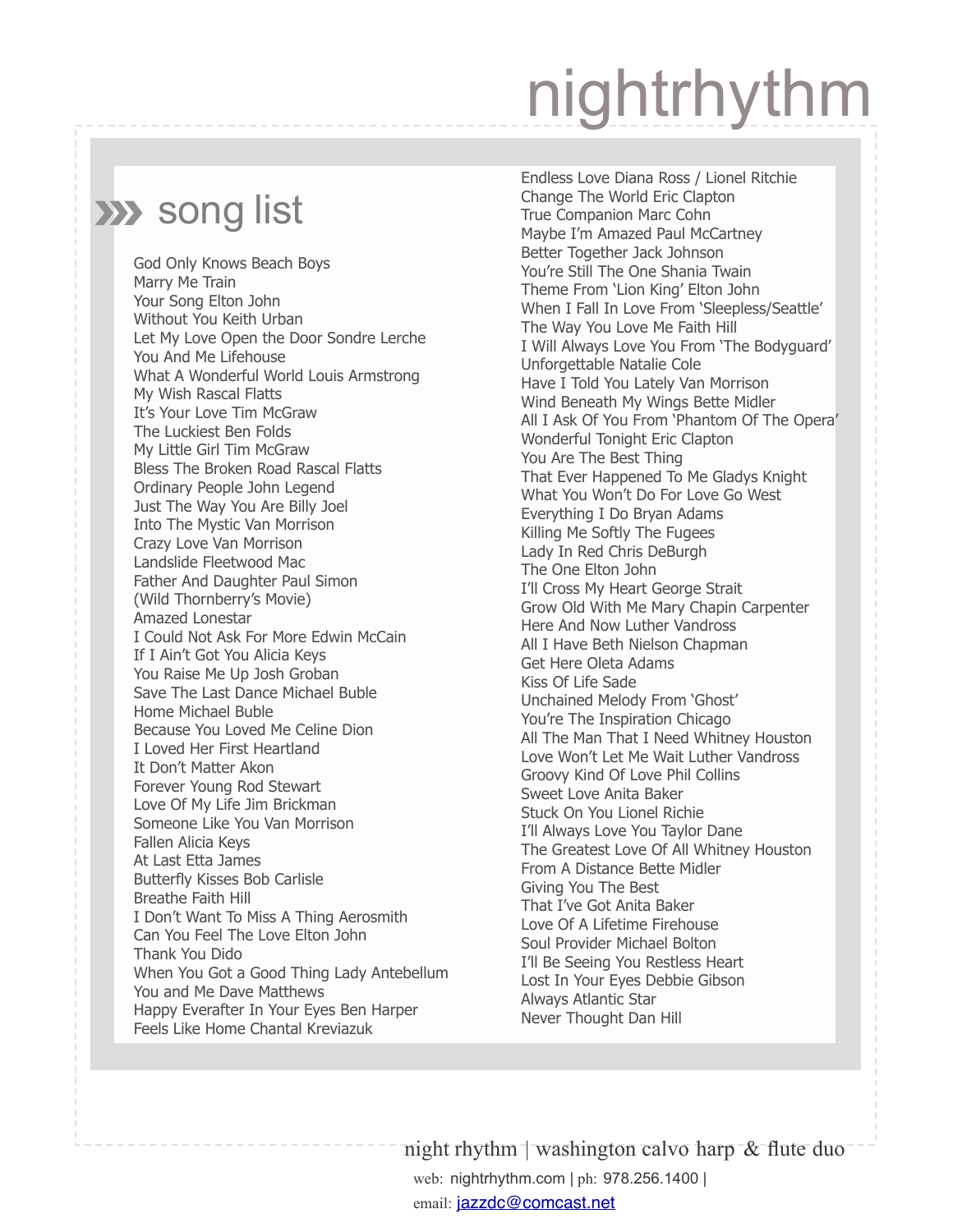# nightrhythm

## »» song list

God Only Knows Beach Boys
Marry Me Train
Your Song Elton John
Without You Keith Urban
Let My Love Open the Door Sondre Lerche
You And Me Lifehouse
What A Wonderful World Louis Armstrong
My Wish Rascal Flatts
It's Your Love Tim McGraw
The Luckiest Ben Folds
My Little Girl Tim McGraw
Bless The Broken Road Rascal Flatts
Ordinary People John Legend
Just The Way You Are Billy Joel
Into The Mystic Van Morrison
Crazy Love Van Morrison
Landslide Fleetwood Mac
Father And Daughter Paul Simon
(Wild Thornberry's Movie)
Amazed Lonestar
I Could Not Ask For More Edwin McCain
If I Ain't Got You Alicia Keys
You Raise Me Up Josh Groban
Save The Last Dance Michael Buble
Home Michael Buble
Because You Loved Me Celine Dion
I Loved Her First Heartland
It Don't Matter Akon
Forever Young Rod Stewart
Love Of My Life Jim Brickman
Someone Like You Van Morrison
Fallen Alicia Keys
At Last Etta James
Butterfly Kisses Bob Carlisle
Breathe Faith Hill
I Don't Want To Miss A Thing Aerosmith
Can You Feel The Love Elton John
Thank You Dido
When You Got a Good Thing Lady Antebellum
You and Me Dave Matthews
Happy Everafter In Your Eyes Ben Harper
Feels Like Home Chantal Kreviazuk
Endless Love Diana Ross / Lionel Ritchie
Change The World Eric Clapton
True Companion Marc Cohn
Maybe I'm Amazed Paul McCartney
Better Together Jack Johnson
You're Still The One Shania Twain
Theme From 'Lion King' Elton John
When I Fall In Love From 'Sleepless/Seattle'
The Way You Love Me Faith Hill
I Will Always Love You From 'The Bodyguard'
Unforgettable Natalie Cole
Have I Told You Lately Van Morrison
Wind Beneath My Wings Bette Midler
All I Ask Of You From 'Phantom Of The Opera'
Wonderful Tonight Eric Clapton
You Are The Best Thing
That Ever Happened To Me Gladys Knight
What You Won't Do For Love Go West
Everything I Do Bryan Adams
Killing Me Softly The Fugees
Lady In Red Chris DeBurgh
The One Elton John
I'll Cross My Heart George Strait
Grow Old With Me Mary Chapin Carpenter
Here And Now Luther Vandross
All I Have Beth Nielson Chapman
Get Here Oleta Adams
Kiss Of Life Sade
Unchained Melody From 'Ghost'
You're The Inspiration Chicago
All The Man That I Need Whitney Houston
Love Won't Let Me Wait Luther Vandross
Groovy Kind Of Love Phil Collins
Sweet Love Anita Baker
Stuck On You Lionel Richie
I'll Always Love You Taylor Dane
The Greatest Love Of All Whitney Houston
From A Distance Bette Midler
Giving You The Best
That I've Got Anita Baker
Love Of A Lifetime Firehouse
Soul Provider Michael Bolton
I'll Be Seeing You Restless Heart
Lost In Your Eyes Debbie Gibson
Always Atlantic Star
Never Thought Dan Hill

night rhythm | washington calvo harp & flute duo

web: nightrhythm.com | ph: 978.256.1400 |
email: jazzdc@comcast.net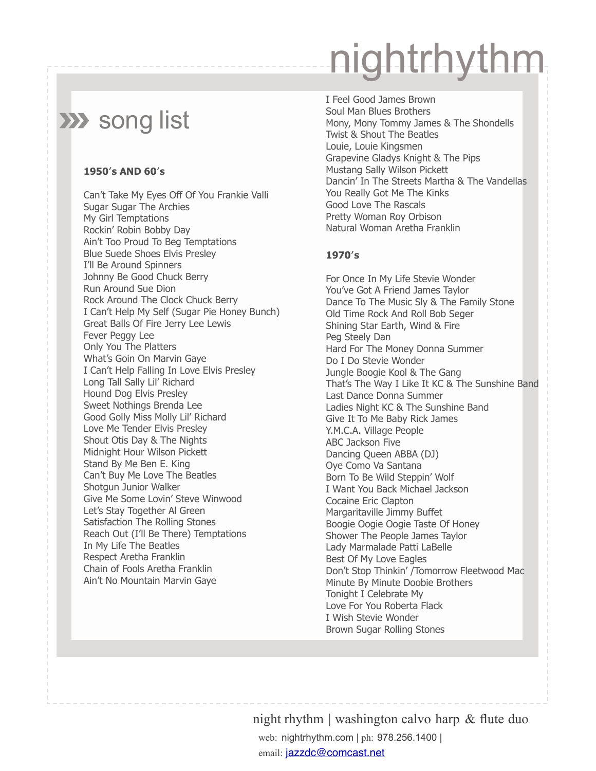# nightrhythm

## song list

**1950's AND 60's**

Can't Take My Eyes Off Of You Frankie Valli
Sugar Sugar The Archies
My Girl Temptations
Rockin' Robin Bobby Day
Ain't Too Proud To Beg Temptations
Blue Suede Shoes Elvis Presley
I'll Be Around Spinners
Johnny Be Good Chuck Berry
Run Around Sue Dion
Rock Around The Clock Chuck Berry
I Can't Help My Self (Sugar Pie Honey Bunch)
Great Balls Of Fire Jerry Lee Lewis
Fever Peggy Lee
Only You The Platters
What's Goin On Marvin Gaye
I Can't Help Falling In Love Elvis Presley
Long Tall Sally Lil' Richard
Hound Dog Elvis Presley
Sweet Nothings Brenda Lee
Good Golly Miss Molly Lil' Richard
Love Me Tender Elvis Presley
Shout Otis Day & The Nights
Midnight Hour Wilson Pickett
Stand By Me Ben E. King
Can't Buy Me Love The Beatles
Shotgun Junior Walker
Give Me Some Lovin' Steve Winwood
Let's Stay Together Al Green
Satisfaction The Rolling Stones
Reach Out (I'll Be There) Temptations
In My Life The Beatles
Respect Aretha Franklin
Chain of Fools Aretha Franklin
Ain't No Mountain Marvin Gaye
I Feel Good James Brown
Soul Man Blues Brothers
Mony, Mony Tommy James & The Shondells
Twist & Shout The Beatles
Louie, Louie Kingsmen
Grapevine Gladys Knight & The Pips
Mustang Sally Wilson Pickett
Dancin' In The Streets Martha & The Vandellas
You Really Got Me The Kinks
Good Love The Rascals
Pretty Woman Roy Orbison
Natural Woman Aretha Franklin

**1970's**

For Once In My Life Stevie Wonder
You've Got A Friend James Taylor
Dance To The Music Sly & The Family Stone
Old Time Rock And Roll Bob Seger
Shining Star Earth, Wind & Fire
Peg Steely Dan
Hard For The Money Donna Summer
Do I Do Stevie Wonder
Jungle Boogie Kool & The Gang
That's The Way I Like It KC & The Sunshine Band
Last Dance Donna Summer
Ladies Night KC & The Sunshine Band
Give It To Me Baby Rick James
Y.M.C.A. Village People
ABC Jackson Five
Dancing Queen ABBA (DJ)
Oye Como Va Santana
Born To Be Wild Steppin' Wolf
I Want You Back Michael Jackson
Cocaine Eric Clapton
Margaritaville Jimmy Buffet
Boogie Oogie Oogie Taste Of Honey
Shower The People James Taylor
Lady Marmalade Patti LaBelle
Best Of My Love Eagles
Don't Stop Thinkin' /Tomorrow Fleetwood Mac
Minute By Minute Doobie Brothers
Tonight I Celebrate My
Love For You Roberta Flack
I Wish Stevie Wonder
Brown Sugar Rolling Stones

night rhythm | washington calvo harp & flute duo
web: nightrhythm.com | ph: 978.256.1400 |
email: jazzdc@comcast.net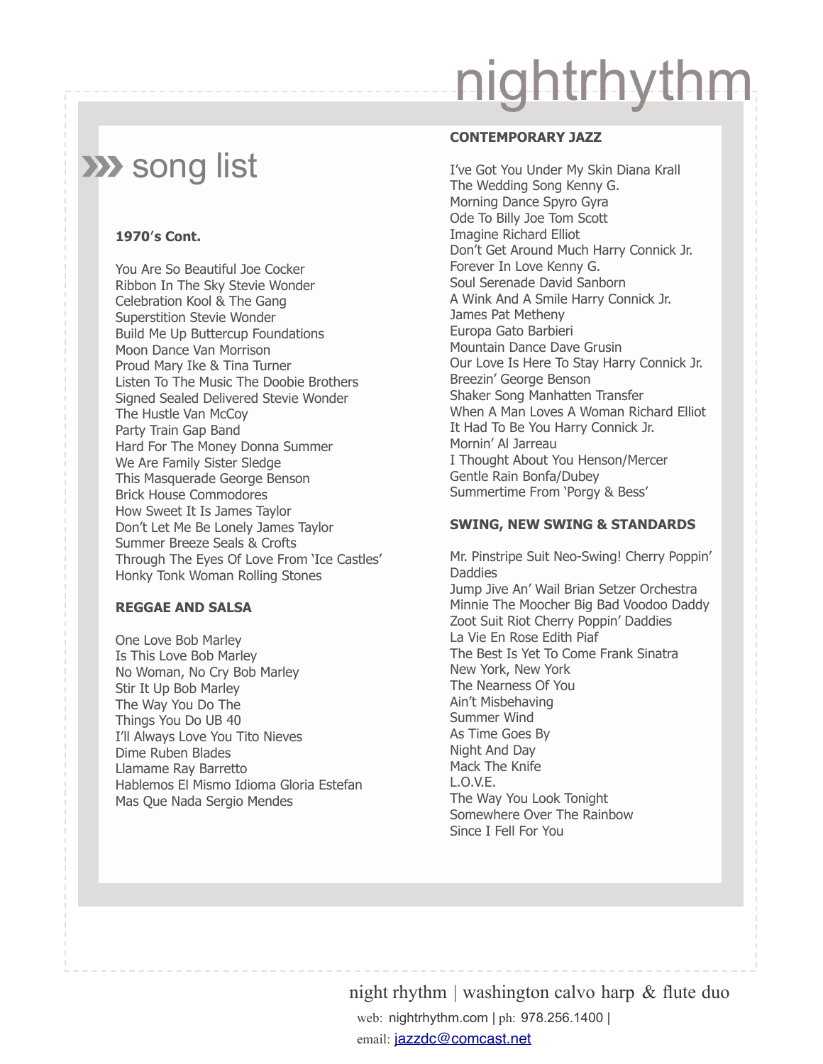# nightrhythm

## song list

### 1970's Cont.

You Are So Beautiful Joe Cocker
Ribbon In The Sky Stevie Wonder
Celebration Kool & The Gang
Superstition Stevie Wonder
Build Me Up Buttercup Foundations
Moon Dance Van Morrison
Proud Mary Ike & Tina Turner
Listen To The Music The Doobie Brothers
Signed Sealed Delivered Stevie Wonder
The Hustle Van McCoy
Party Train Gap Band
Hard For The Money Donna Summer
We Are Family Sister Sledge
This Masquerade George Benson
Brick House Commodores
How Sweet It Is James Taylor
Don't Let Me Be Lonely James Taylor
Summer Breeze Seals & Crofts
Through The Eyes Of Love From 'Ice Castles'
Honky Tonk Woman Rolling Stones

### REGGAE AND SALSA

One Love Bob Marley
Is This Love Bob Marley
No Woman, No Cry Bob Marley
Stir It Up Bob Marley
The Way You Do The
Things You Do UB 40
I'll Always Love You Tito Nieves
Dime Ruben Blades
Llamame Ray Barretto
Hablemos El Mismo Idioma Gloria Estefan
Mas Que Nada Sergio Mendes

### CONTEMPORARY JAZZ

I've Got You Under My Skin Diana Krall
The Wedding Song Kenny G.
Morning Dance Spyro Gyra
Ode To Billy Joe Tom Scott
Imagine Richard Elliot
Don't Get Around Much Harry Connick Jr.
Forever In Love Kenny G.
Soul Serenade David Sanborn
A Wink And A Smile Harry Connick Jr.
James Pat Metheny
Europa Gato Barbieri
Mountain Dance Dave Grusin
Our Love Is Here To Stay Harry Connick Jr.
Breezin' George Benson
Shaker Song Manhatten Transfer
When A Man Loves A Woman Richard Elliot
It Had To Be You Harry Connick Jr.
Mornin' Al Jarreau
I Thought About You Henson/Mercer
Gentle Rain Bonfa/Dubey
Summertime From 'Porgy & Bess'

### SWING, NEW SWING & STANDARDS

Mr. Pinstripe Suit Neo-Swing! Cherry Poppin' Daddies
Jump Jive An' Wail Brian Setzer Orchestra
Minnie The Moocher Big Bad Voodoo Daddy
Zoot Suit Riot Cherry Poppin' Daddies
La Vie En Rose Edith Piaf
The Best Is Yet To Come Frank Sinatra
New York, New York
The Nearness Of You
Ain't Misbehaving
Summer Wind
As Time Goes By
Night And Day
Mack The Knife
L.O.V.E.
The Way You Look Tonight
Somewhere Over The Rainbow
Since I Fell For You

night rhythm | washington calvo harp & flute duo
web: nightrhythm.com | ph: 978.256.1400 |
email: jazzdc@comcast.net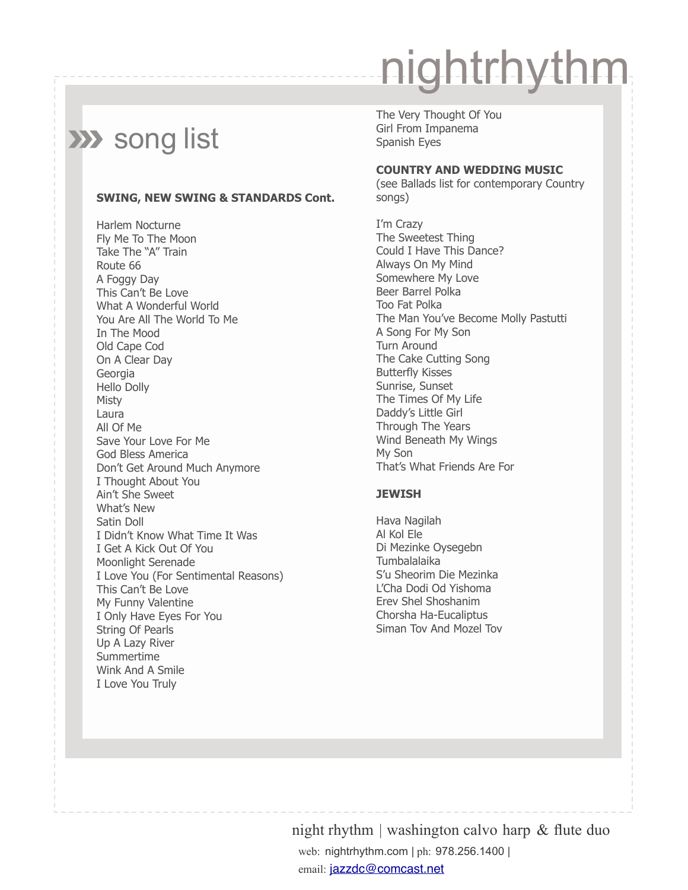# nightrhythm

## song list

**SWING, NEW SWING & STANDARDS Cont.**

Harlem Nocturne
Fly Me To The Moon
Take The "A" Train
Route 66
A Foggy Day
This Can't Be Love
What A Wonderful World
You Are All The World To Me
In The Mood
Old Cape Cod
On A Clear Day
Georgia
Hello Dolly
Misty
Laura
All Of Me
Save Your Love For Me
God Bless America
Don't Get Around Much Anymore
I Thought About You
Ain't She Sweet
What's New
Satin Doll
I Didn't Know What Time It Was
I Get A Kick Out Of You
Moonlight Serenade
I Love You (For Sentimental Reasons)
This Can't Be Love
My Funny Valentine
I Only Have Eyes For You
String Of Pearls
Up A Lazy River
Summertime
Wink And A Smile
I Love You Truly
The Very Thought Of You
Girl From Impanema
Spanish Eyes

**COUNTRY AND WEDDING MUSIC**
(see Ballads list for contemporary Country songs)

I'm Crazy
The Sweetest Thing
Could I Have This Dance?
Always On My Mind
Somewhere My Love
Beer Barrel Polka
Too Fat Polka
The Man You've Become Molly Pastutti
A Song For My Son
Turn Around
The Cake Cutting Song
Butterfly Kisses
Sunrise, Sunset
The Times Of My Life
Daddy's Little Girl
Through The Years
Wind Beneath My Wings
My Son
That's What Friends Are For

**JEWISH**

Hava Nagilah
Al Kol Ele
Di Mezinke Oysegebn
Tumbalalaika
S'u Sheorim Die Mezinka
L'Cha Dodi Od Yishoma
Erev Shel Shoshanim
Chorsha Ha-Eucaliptus
Siman Tov And Mozel Tov

night rhythm | washington calvo harp & flute duo
web: nightrhythm.com | ph: 978.256.1400 |
email: jazzdc@comcast.net